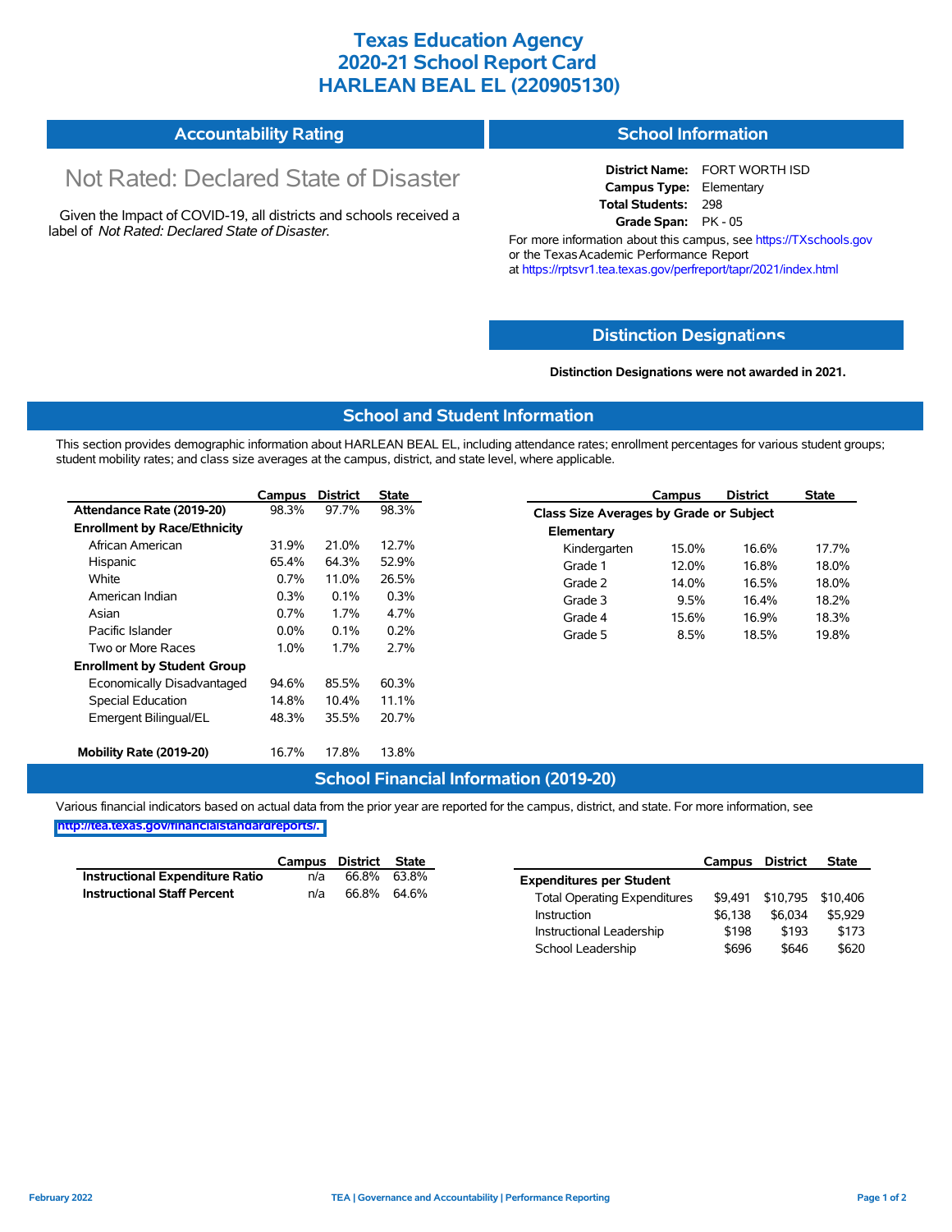# Texas Education Agency
# 2020-21 School Report Card
# HARLEAN BEAL EL (220905130)

## Accountability Rating

Not Rated: Declared State of Disaster

Given the Impact of COVID-19, all districts and schools received a label of *Not Rated: Declared State of Disaster*.

## School Information

**District Name:** FORT WORTH ISD
**Campus Type:** Elementary
**Total Students:** 298
**Grade Span:** PK - 05

For more information about this campus, see https://TXschools.gov or the Texas Academic Performance Report at https://rptsvr1.tea.texas.gov/perfreport/tapr/2021/index.html

## Distinction Designations

**Distinction Designations were not awarded in 2021.**

## School and Student Information

This section provides demographic information about HARLEAN BEAL EL, including attendance rates; enrollment percentages for various student groups; student mobility rates; and class size averages at the campus, district, and state level, where applicable.

| | Campus | District | State |
|---|---|---|---|
| **Attendance Rate (2019-20)** | 98.3% | 97.7% | 98.3% |
| **Enrollment by Race/Ethnicity** | | | |
| African American | 31.9% | 21.0% | 12.7% |
| Hispanic | 65.4% | 64.3% | 52.9% |
| White | 0.7% | 11.0% | 26.5% |
| American Indian | 0.3% | 0.1% | 0.3% |
| Asian | 0.7% | 1.7% | 4.7% |
| Pacific Islander | 0.0% | 0.1% | 0.2% |
| Two or More Races | 1.0% | 1.7% | 2.7% |
| **Enrollment by Student Group** | | | |
| Economically Disadvantaged | 94.6% | 85.5% | 60.3% |
| Special Education | 14.8% | 10.4% | 11.1% |
| Emergent Bilingual/EL | 48.3% | 35.5% | 20.7% |
| **Mobility Rate (2019-20)** | 16.7% | 17.8% | 13.8% |

| | Campus | District | State |
|---|---|---|---|
| **Class Size Averages by Grade or Subject** | | | |
| **Elementary** | | | |
| Kindergarten | 15.0% | 16.6% | 17.7% |
| Grade 1 | 12.0% | 16.8% | 18.0% |
| Grade 2 | 14.0% | 16.5% | 18.0% |
| Grade 3 | 9.5% | 16.4% | 18.2% |
| Grade 4 | 15.6% | 16.9% | 18.3% |
| Grade 5 | 8.5% | 18.5% | 19.8% |

## School Financial Information (2019-20)

Various financial indicators based on actual data from the prior year are reported for the campus, district, and state. For more information, see http://tea.texas.gov/financialstandardreports/.

| | Campus | District | State |
|---|---|---|---|
| **Instructional Expenditure Ratio** | n/a | 66.8% | 63.8% |
| **Instructional Staff Percent** | n/a | 66.8% | 64.6% |

| | Campus | District | State |
|---|---|---|---|
| **Expenditures per Student** | | | |
| Total Operating Expenditures | $9,491 | $10,795 | $10,406 |
| Instruction | $6,138 | $6,034 | $5,929 |
| Instructional Leadership | $198 | $193 | $173 |
| School Leadership | $696 | $646 | $620 |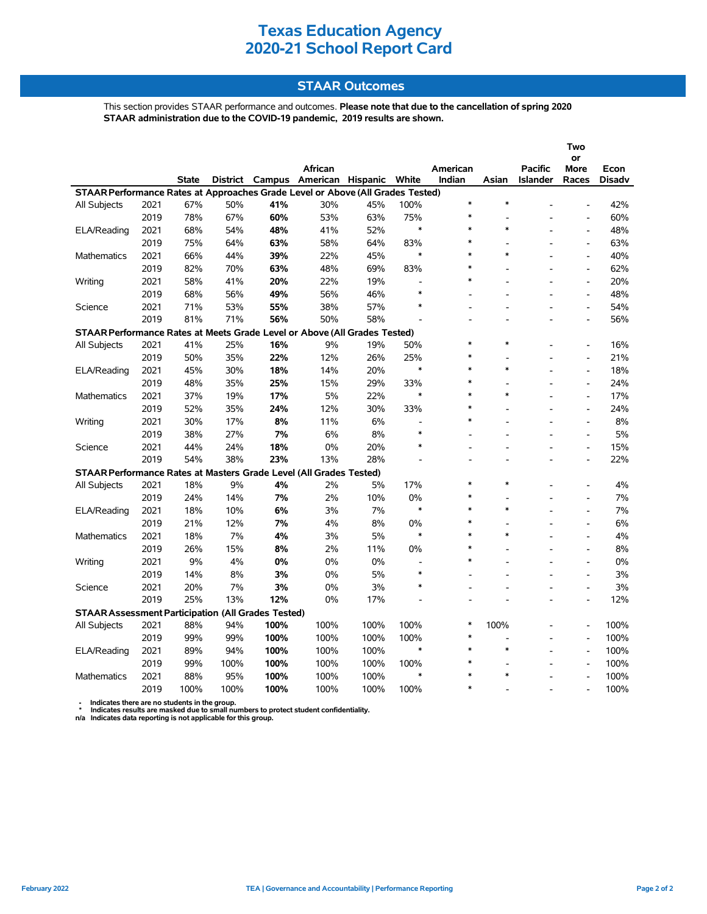# Texas Education Agency
# 2020-21 School Report Card

## STAAR Outcomes

This section provides STAAR performance and outcomes. **Please note that due to the cancellation of spring 2020 STAAR administration due to the COVID-19 pandemic, 2019 results are shown.**

| | | State | District | Campus | African American | Hispanic | White | American Indian | Asian | Pacific Islander | Two or More Races | Econ Disadv |
|---|---|---|---|---|---|---|---|---|---|---|---|---|
| **STAAR Performance Rates at Approaches Grade Level or Above (All Grades Tested)** | | | | | | | | | | | | |
| All Subjects | 2021 | 67% | 50% | **41%** | 30% | 45% | 100% | * | * | - | - | 42% |
| | 2019 | 78% | 67% | **60%** | 53% | 63% | 75% | * | - | - | - | 60% |
| ELA/Reading | 2021 | 68% | 54% | **48%** | 41% | 52% | * | * | * | - | - | 48% |
| | 2019 | 75% | 64% | **63%** | 58% | 64% | 83% | * | - | - | - | 63% |
| Mathematics | 2021 | 66% | 44% | **39%** | 22% | 45% | * | * | * | - | - | 40% |
| | 2019 | 82% | 70% | **63%** | 48% | 69% | 83% | * | - | - | - | 62% |
| Writing | 2021 | 58% | 41% | **20%** | 22% | 19% | - | * | - | - | - | 20% |
| | 2019 | 68% | 56% | **49%** | 56% | 46% | * | - | - | - | - | 48% |
| Science | 2021 | 71% | 53% | **55%** | 38% | 57% | * | - | - | - | - | 54% |
| | 2019 | 81% | 71% | **56%** | 50% | 58% | - | - | - | - | - | 56% |
| **STAAR Performance Rates at Meets Grade Level or Above (All Grades Tested)** | | | | | | | | | | | | |
| All Subjects | 2021 | 41% | 25% | **16%** | 9% | 19% | 50% | * | * | - | - | 16% |
| | 2019 | 50% | 35% | **22%** | 12% | 26% | 25% | * | - | - | - | 21% |
| ELA/Reading | 2021 | 45% | 30% | **18%** | 14% | 20% | * | * | * | - | - | 18% |
| | 2019 | 48% | 35% | **25%** | 15% | 29% | 33% | * | - | - | - | 24% |
| Mathematics | 2021 | 37% | 19% | **17%** | 5% | 22% | * | * | * | - | - | 17% |
| | 2019 | 52% | 35% | **24%** | 12% | 30% | 33% | * | - | - | - | 24% |
| Writing | 2021 | 30% | 17% | **8%** | 11% | 6% | - | * | - | - | - | 8% |
| | 2019 | 38% | 27% | **7%** | 6% | 8% | * | - | - | - | - | 5% |
| Science | 2021 | 44% | 24% | **18%** | 0% | 20% | * | - | - | - | - | 15% |
| | 2019 | 54% | 38% | **23%** | 13% | 28% | - | - | - | - | - | 22% |
| **STAAR Performance Rates at Masters Grade Level (All Grades Tested)** | | | | | | | | | | | | |
| All Subjects | 2021 | 18% | 9% | **4%** | 2% | 5% | 17% | * | * | - | - | 4% |
| | 2019 | 24% | 14% | **7%** | 2% | 10% | 0% | * | - | - | - | 7% |
| ELA/Reading | 2021 | 18% | 10% | **6%** | 3% | 7% | * | * | * | - | - | 7% |
| | 2019 | 21% | 12% | **7%** | 4% | 8% | 0% | * | - | - | - | 6% |
| Mathematics | 2021 | 18% | 7% | **4%** | 3% | 5% | * | * | * | - | - | 4% |
| | 2019 | 26% | 15% | **8%** | 2% | 11% | 0% | * | - | - | - | 8% |
| Writing | 2021 | 9% | 4% | **0%** | 0% | 0% | - | * | - | - | - | 0% |
| | 2019 | 14% | 8% | **3%** | 0% | 5% | * | - | - | - | - | 3% |
| Science | 2021 | 20% | 7% | **3%** | 0% | 3% | * | - | - | - | - | 3% |
| | 2019 | 25% | 13% | **12%** | 0% | 17% | - | - | - | - | - | 12% |
| **STAAR Assessment Participation (All Grades Tested)** | | | | | | | | | | | | |
| All Subjects | 2021 | 88% | 94% | **100%** | 100% | 100% | 100% | * | 100% | - | - | 100% |
| | 2019 | 99% | 99% | **100%** | 100% | 100% | 100% | * | - | - | - | 100% |
| ELA/Reading | 2021 | 89% | 94% | **100%** | 100% | 100% | * | * | * | - | - | 100% |
| | 2019 | 99% | 100% | **100%** | 100% | 100% | 100% | * | - | - | - | 100% |
| Mathematics | 2021 | 88% | 95% | **100%** | 100% | 100% | * | * | * | - | - | 100% |
| | 2019 | 100% | 100% | **100%** | 100% | 100% | 100% | * | - | - | - | 100% |

- Indicates there are no students in the group.
\* Indicates results are masked due to small numbers to protect student confidentiality.
n/a Indicates data reporting is not applicable for this group.